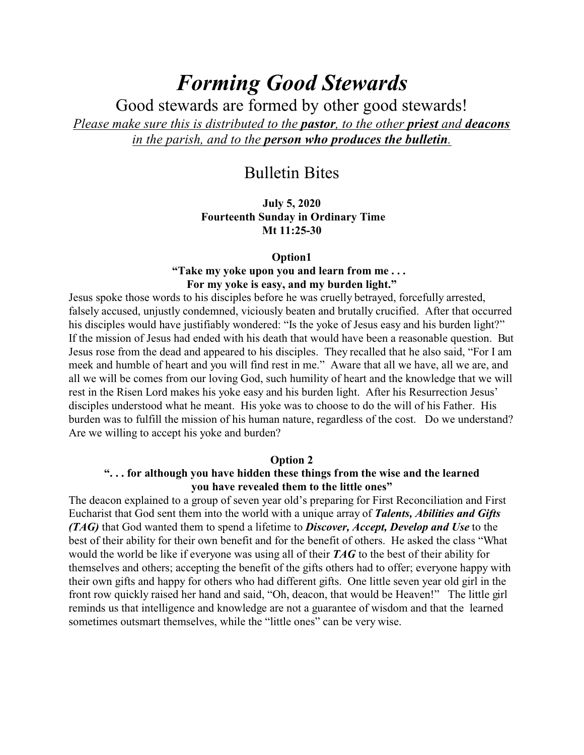# *Forming Good Stewards*

Good stewards are formed by other good stewards!

*Please make sure this is distributed to the **pastor**, to the other **priest** and **deacons** in the parish, and to the **person who produces the bulletin**.*

## Bulletin Bites

**July 5, 2020**
**Fourteenth Sunday in Ordinary Time**
**Mt 11:25-30**

### Option1

**"Take my yoke upon you and learn from me . . .**
**For my yoke is easy, and my burden light."**

Jesus spoke those words to his disciples before he was cruelly betrayed, forcefully arrested, falsely accused, unjustly condemned, viciously beaten and brutally crucified. After that occurred his disciples would have justifiably wondered: "Is the yoke of Jesus easy and his burden light?" If the mission of Jesus had ended with his death that would have been a reasonable question. But Jesus rose from the dead and appeared to his disciples. They recalled that he also said, "For I am meek and humble of heart and you will find rest in me." Aware that all we have, all we are, and all we will be comes from our loving God, such humility of heart and the knowledge that we will rest in the Risen Lord makes his yoke easy and his burden light. After his Resurrection Jesus' disciples understood what he meant. His yoke was to choose to do the will of his Father. His burden was to fulfill the mission of his human nature, regardless of the cost. Do we understand? Are we willing to accept his yoke and burden?

### Option 2

**". . . for although you have hidden these things from the wise and the learned you have revealed them to the little ones"**

The deacon explained to a group of seven year old's preparing for First Reconciliation and First Eucharist that God sent them into the world with a unique array of ***Talents, Abilities and Gifts (TAG)*** that God wanted them to spend a lifetime to ***Discover, Accept, Develop and Use*** to the best of their ability for their own benefit and for the benefit of others. He asked the class "What would the world be like if everyone was using all of their ***TAG*** to the best of their ability for themselves and others; accepting the benefit of the gifts others had to offer; everyone happy with their own gifts and happy for others who had different gifts. One little seven year old girl in the front row quickly raised her hand and said, "Oh, deacon, that would be Heaven!" The little girl reminds us that intelligence and knowledge are not a guarantee of wisdom and that the learned sometimes outsmart themselves, while the "little ones" can be very wise.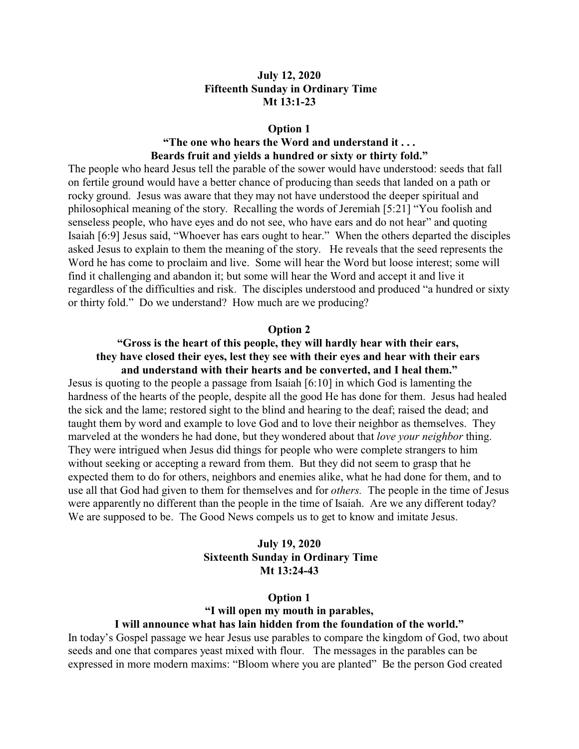**July 12, 2020**
**Fifteenth Sunday in Ordinary Time**
**Mt 13:1-23**

**Option 1**

**"The one who hears the Word and understand it . . .**
**Beards fruit and yields a hundred or sixty or thirty fold."**

The people who heard Jesus tell the parable of the sower would have understood: seeds that fall on fertile ground would have a better chance of producing than seeds that landed on a path or rocky ground. Jesus was aware that they may not have understood the deeper spiritual and philosophical meaning of the story. Recalling the words of Jeremiah [5:21] "You foolish and senseless people, who have eyes and do not see, who have ears and do not hear" and quoting Isaiah [6:9] Jesus said, "Whoever has ears ought to hear." When the others departed the disciples asked Jesus to explain to them the meaning of the story. He reveals that the seed represents the Word he has come to proclaim and live. Some will hear the Word but loose interest; some will find it challenging and abandon it; but some will hear the Word and accept it and live it regardless of the difficulties and risk. The disciples understood and produced "a hundred or sixty or thirty fold." Do we understand? How much are we producing?

**Option 2**

**"Gross is the heart of this people, they will hardly hear with their ears,**
**they have closed their eyes, lest they see with their eyes and hear with their ears**
**and understand with their hearts and be converted, and I heal them."**

Jesus is quoting to the people a passage from Isaiah [6:10] in which God is lamenting the hardness of the hearts of the people, despite all the good He has done for them. Jesus had healed the sick and the lame; restored sight to the blind and hearing to the deaf; raised the dead; and taught them by word and example to love God and to love their neighbor as themselves. They marveled at the wonders he had done, but they wondered about that *love your neighbor* thing. They were intrigued when Jesus did things for people who were complete strangers to him without seeking or accepting a reward from them. But they did not seem to grasp that he expected them to do for others, neighbors and enemies alike, what he had done for them, and to use all that God had given to them for themselves and for *others.* The people in the time of Jesus were apparently no different than the people in the time of Isaiah. Are we any different today? We are supposed to be. The Good News compels us to get to know and imitate Jesus.

**July 19, 2020**
**Sixteenth Sunday in Ordinary Time**
**Mt 13:24-43**

**Option 1**

**"I will open my mouth in parables,**
**I will announce what has lain hidden from the foundation of the world."**

In today's Gospel passage we hear Jesus use parables to compare the kingdom of God, two about seeds and one that compares yeast mixed with flour. The messages in the parables can be expressed in more modern maxims: "Bloom where you are planted" Be the person God created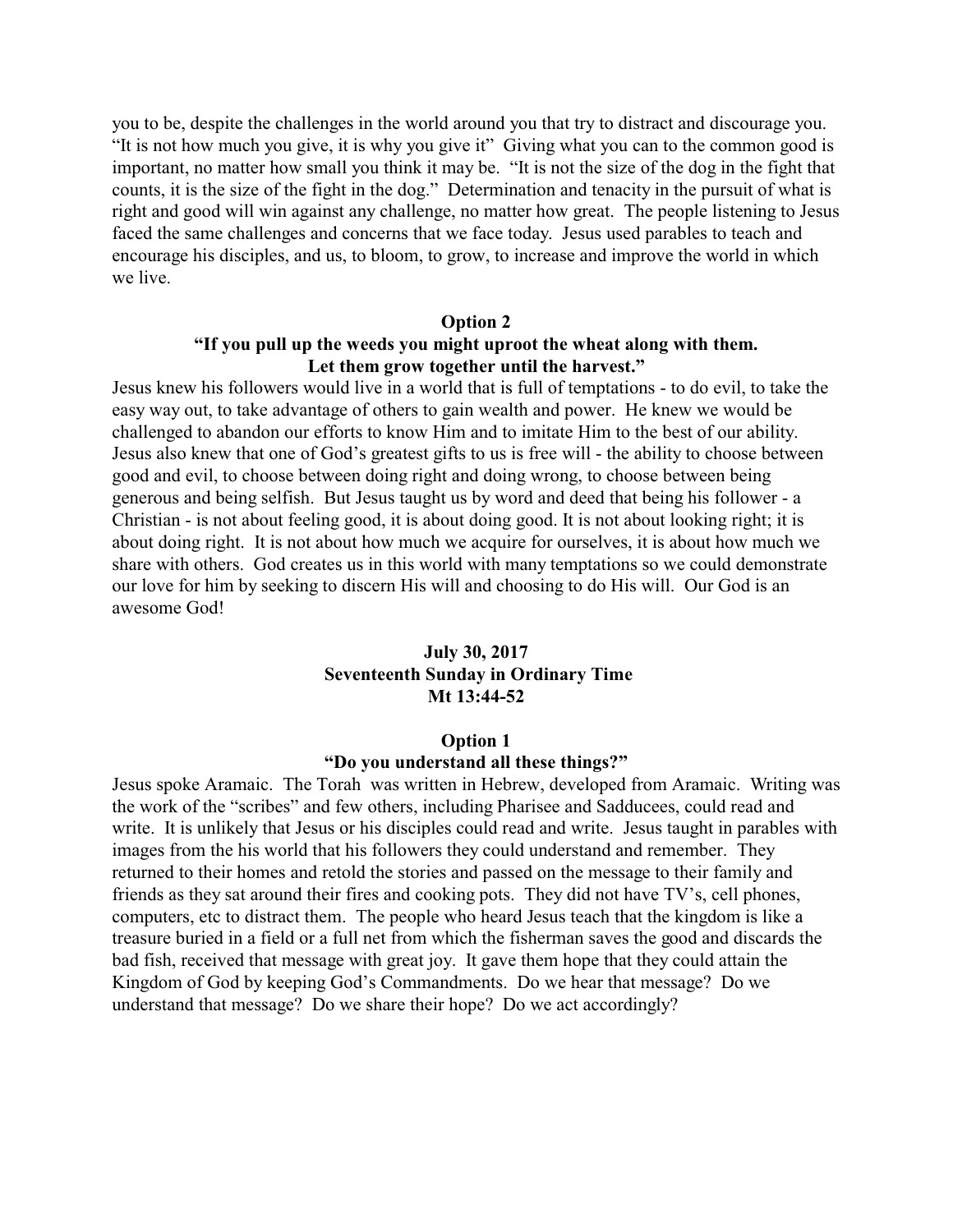you to be, despite the challenges in the world around you that try to distract and discourage you. "It is not how much you give, it is why you give it" Giving what you can to the common good is important, no matter how small you think it may be. "It is not the size of the dog in the fight that counts, it is the size of the fight in the dog." Determination and tenacity in the pursuit of what is right and good will win against any challenge, no matter how great. The people listening to Jesus faced the same challenges and concerns that we face today. Jesus used parables to teach and encourage his disciples, and us, to bloom, to grow, to increase and improve the world in which we live.

**Option 2**

**"If you pull up the weeds you might uproot the wheat along with them. Let them grow together until the harvest."**

Jesus knew his followers would live in a world that is full of temptations - to do evil, to take the easy way out, to take advantage of others to gain wealth and power. He knew we would be challenged to abandon our efforts to know Him and to imitate Him to the best of our ability. Jesus also knew that one of God's greatest gifts to us is free will - the ability to choose between good and evil, to choose between doing right and doing wrong, to choose between being generous and being selfish. But Jesus taught us by word and deed that being his follower - a Christian - is not about feeling good, it is about doing good. It is not about looking right; it is about doing right. It is not about how much we acquire for ourselves, it is about how much we share with others. God creates us in this world with many temptations so we could demonstrate our love for him by seeking to discern His will and choosing to do His will. Our God is an awesome God!

## July 30, 2017
## Seventeenth Sunday in Ordinary Time
## Mt 13:44-52

**Option 1**

**"Do you understand all these things?"**

Jesus spoke Aramaic. The Torah was written in Hebrew, developed from Aramaic. Writing was the work of the "scribes" and few others, including Pharisee and Sadducees, could read and write. It is unlikely that Jesus or his disciples could read and write. Jesus taught in parables with images from the his world that his followers they could understand and remember. They returned to their homes and retold the stories and passed on the message to their family and friends as they sat around their fires and cooking pots. They did not have TV's, cell phones, computers, etc to distract them. The people who heard Jesus teach that the kingdom is like a treasure buried in a field or a full net from which the fisherman saves the good and discards the bad fish, received that message with great joy. It gave them hope that they could attain the Kingdom of God by keeping God's Commandments. Do we hear that message? Do we understand that message? Do we share their hope? Do we act accordingly?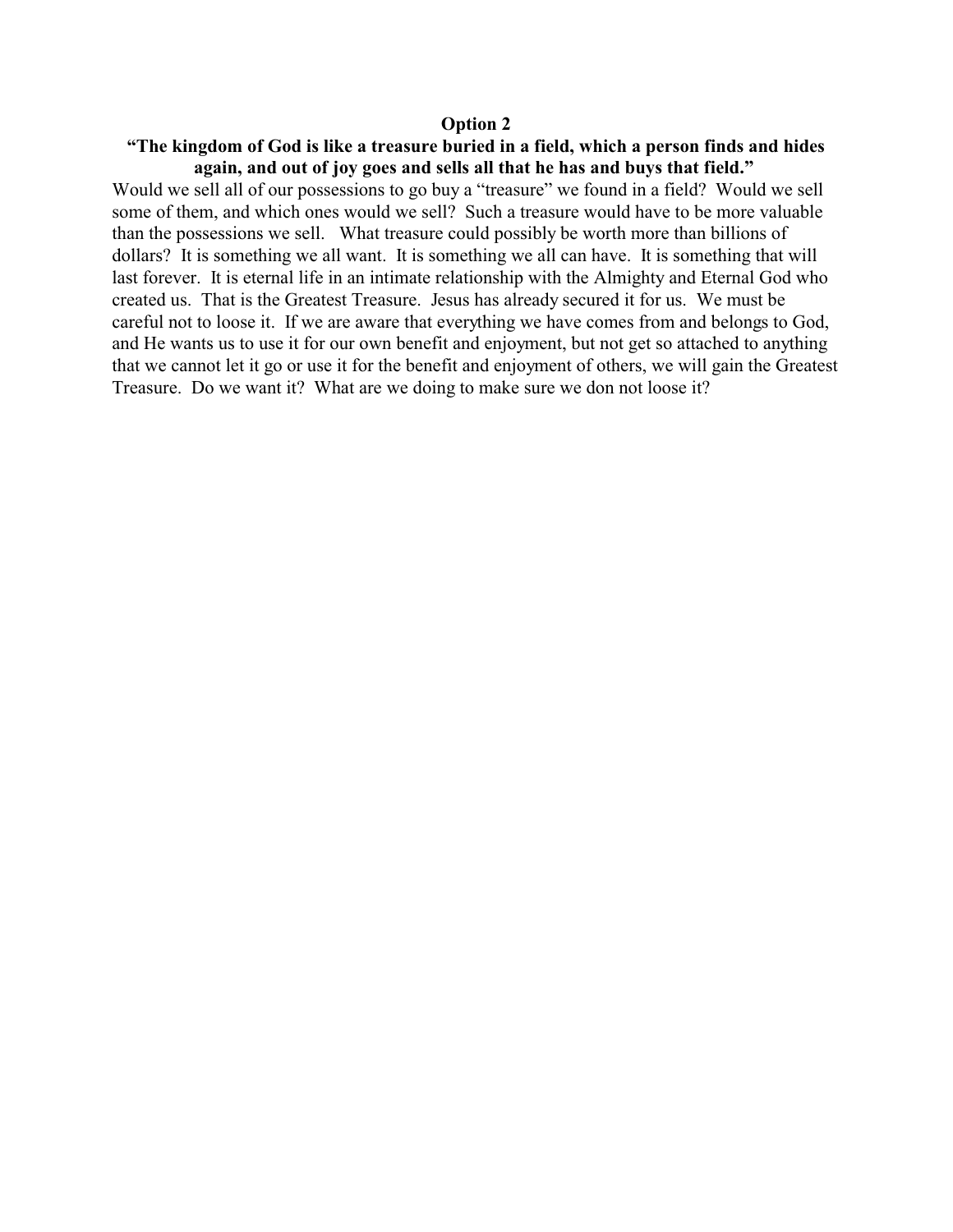**Option 2**

**"The kingdom of God is like a treasure buried in a field, which a person finds and hides again, and out of joy goes and sells all that he has and buys that field."**

Would we sell all of our possessions to go buy a "treasure" we found in a field? Would we sell some of them, and which ones would we sell? Such a treasure would have to be more valuable than the possessions we sell. What treasure could possibly be worth more than billions of dollars? It is something we all want. It is something we all can have. It is something that will last forever. It is eternal life in an intimate relationship with the Almighty and Eternal God who created us. That is the Greatest Treasure. Jesus has already secured it for us. We must be careful not to loose it. If we are aware that everything we have comes from and belongs to God, and He wants us to use it for our own benefit and enjoyment, but not get so attached to anything that we cannot let it go or use it for the benefit and enjoyment of others, we will gain the Greatest Treasure. Do we want it? What are we doing to make sure we don not loose it?